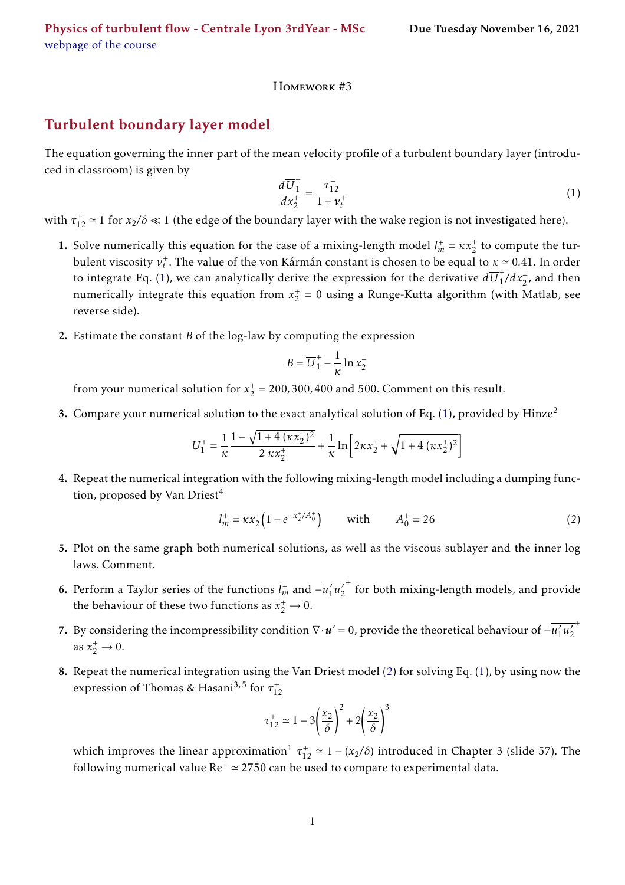**Physics of turbulent flow - Centrale Lyon 3rdYear - MSc** — **Due Tuesday November 16, 2021**
webpage of the course

Homework #3

## Turbulent boundary layer model

The equation governing the inner part of the mean velocity profile of a turbulent boundary layer (introduced in classroom) is given by

$$\frac{d\overline{U}_1^+}{dx_2^+} = \frac{\tau_{12}^+}{1+\nu_t^+} \tag{1}$$

with $\tau_{12}^+ \simeq 1$ for $x_2/\delta \ll 1$ (the edge of the boundary layer with the wake region is not investigated here).

1. Solve numerically this equation for the case of a mixing-length model $l_m^+ = \kappa x_2^+$ to compute the turbulent viscosity $\nu_t^+$. The value of the von Kármán constant is chosen to be equal to $\kappa \simeq 0.41$. In order to integrate Eq. (1), we can analytically derive the expression for the derivative $d\overline{U}_1^+/dx_2^+$, and then numerically integrate this equation from $x_2^+ = 0$ using a Runge-Kutta algorithm (with Matlab, see reverse side).

2. Estimate the constant $B$ of the log-law by computing the expression

$$B = \overline{U}_1^+ - \frac{1}{\kappa}\ln x_2^+$$

   from your numerical solution for $x_2^+ = 200, 300, 400$ and $500$. Comment on this result.

3. Compare your numerical solution to the exact analytical solution of Eq. (1), provided by Hinze[2]

$$U_1^+ = \frac{1}{\kappa}\frac{1-\sqrt{1+4\,(\kappa x_2^+)^2}}{2\,\kappa x_2^+} + \frac{1}{\kappa}\ln\left[2\kappa x_2^+ + \sqrt{1+4\,(\kappa x_2^+)^2}\right]$$

4. Repeat the numerical integration with the following mixing-length model including a dumping function, proposed by Van Driest[4]

$$l_m^+ = \kappa x_2^+\left(1 - e^{-x_2^+/A_0^+}\right) \qquad \text{with} \qquad A_0^+ = 26 \tag{2}$$

5. Plot on the same graph both numerical solutions, as well as the viscous sublayer and the inner log laws. Comment.

6. Perform a Taylor series of the functions $l_m^+$ and $-\overline{u_1'u_2'}^+$ for both mixing-length models, and provide the behaviour of these two functions as $x_2^+ \to 0$.

7. By considering the incompressibility condition $\nabla\cdot\boldsymbol{u}' = 0$, provide the theoretical behaviour of $-\overline{u_1'u_2'}^+$ as $x_2^+ \to 0$.

8. Repeat the numerical integration using the Van Driest model (2) for solving Eq. (1), by using now the expression of Thomas & Hasani[3,5] for $\tau_{12}^+$

$$\tau_{12}^+ \simeq 1 - 3\left(\frac{x_2}{\delta}\right)^2 + 2\left(\frac{x_2}{\delta}\right)^3$$

   which improves the linear approximation[1] $\tau_{12}^+ \simeq 1 - (x_2/\delta)$ introduced in Chapter 3 (slide 57). The following numerical value $\mathrm{Re}^+ \simeq 2750$ can be used to compare to experimental data.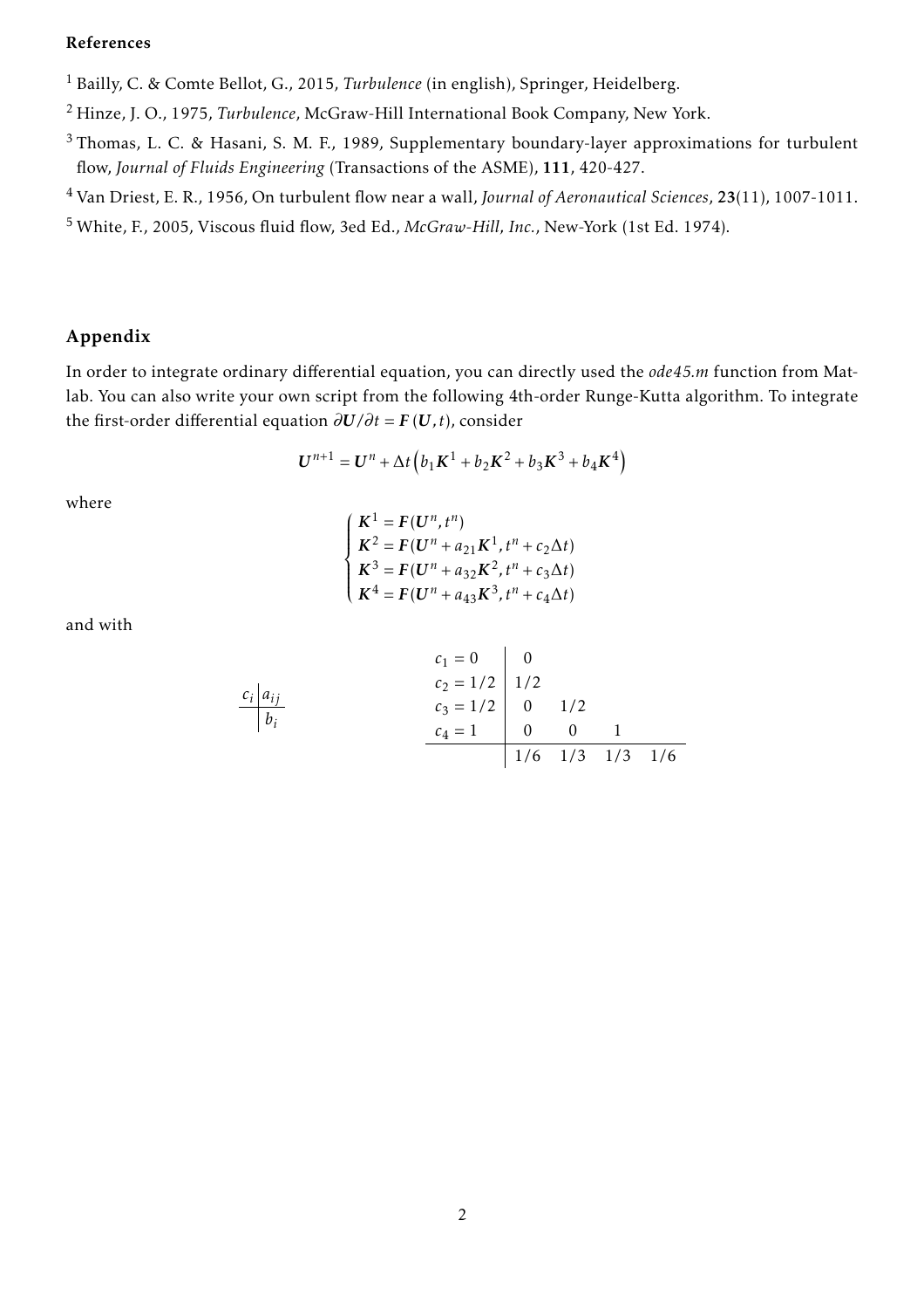### References

[1] Bailly, C. & Comte Bellot, G., 2015, *Turbulence* (in english), Springer, Heidelberg.

[2] Hinze, J. O., 1975, *Turbulence*, McGraw-Hill International Book Company, New York.

[3] Thomas, L. C. & Hasani, S. M. F., 1989, Supplementary boundary-layer approximations for turbulent flow, *Journal of Fluids Engineering* (Transactions of the ASME), **111**, 420-427.

[4] Van Driest, E. R., 1956, On turbulent flow near a wall, *Journal of Aeronautical Sciences*, **23**(11), 1007-1011.

[5] White, F., 2005, Viscous fluid flow, 3ed Ed., *McGraw-Hill, Inc.*, New-York (1st Ed. 1974).

## Appendix

In order to integrate ordinary differential equation, you can directly used the *ode45.m* function from Matlab. You can also write your own script from the following 4th-order Runge-Kutta algorithm. To integrate the first-order differential equation $\partial \boldsymbol{U}/\partial t = \boldsymbol{F}(\boldsymbol{U}, t)$, consider

$$\boldsymbol{U}^{n+1} = \boldsymbol{U}^n + \Delta t \left( b_1 \boldsymbol{K}^1 + b_2 \boldsymbol{K}^2 + b_3 \boldsymbol{K}^3 + b_4 \boldsymbol{K}^4 \right)$$

where

$$\begin{cases} \boldsymbol{K}^1 = \boldsymbol{F}(\boldsymbol{U}^n, t^n) \\ \boldsymbol{K}^2 = \boldsymbol{F}(\boldsymbol{U}^n + a_{21}\boldsymbol{K}^1, t^n + c_2 \Delta t) \\ \boldsymbol{K}^3 = \boldsymbol{F}(\boldsymbol{U}^n + a_{32}\boldsymbol{K}^2, t^n + c_3 \Delta t) \\ \boldsymbol{K}^4 = \boldsymbol{F}(\boldsymbol{U}^n + a_{43}\boldsymbol{K}^3, t^n + c_4 \Delta t) \end{cases}$$

and with

$$\begin{array}{c|c} c_i & a_{ij} \\ \hline & b_i \end{array} \qquad\qquad \begin{array}{l|cccc} c_1 = 0 & 0 & & & \\ c_2 = 1/2 & 1/2 & & & \\ c_3 = 1/2 & 0 & 1/2 & & \\ c_4 = 1 & 0 & 0 & 1 & \\ \hline & 1/6 & 1/3 & 1/3 & 1/6 \end{array}$$